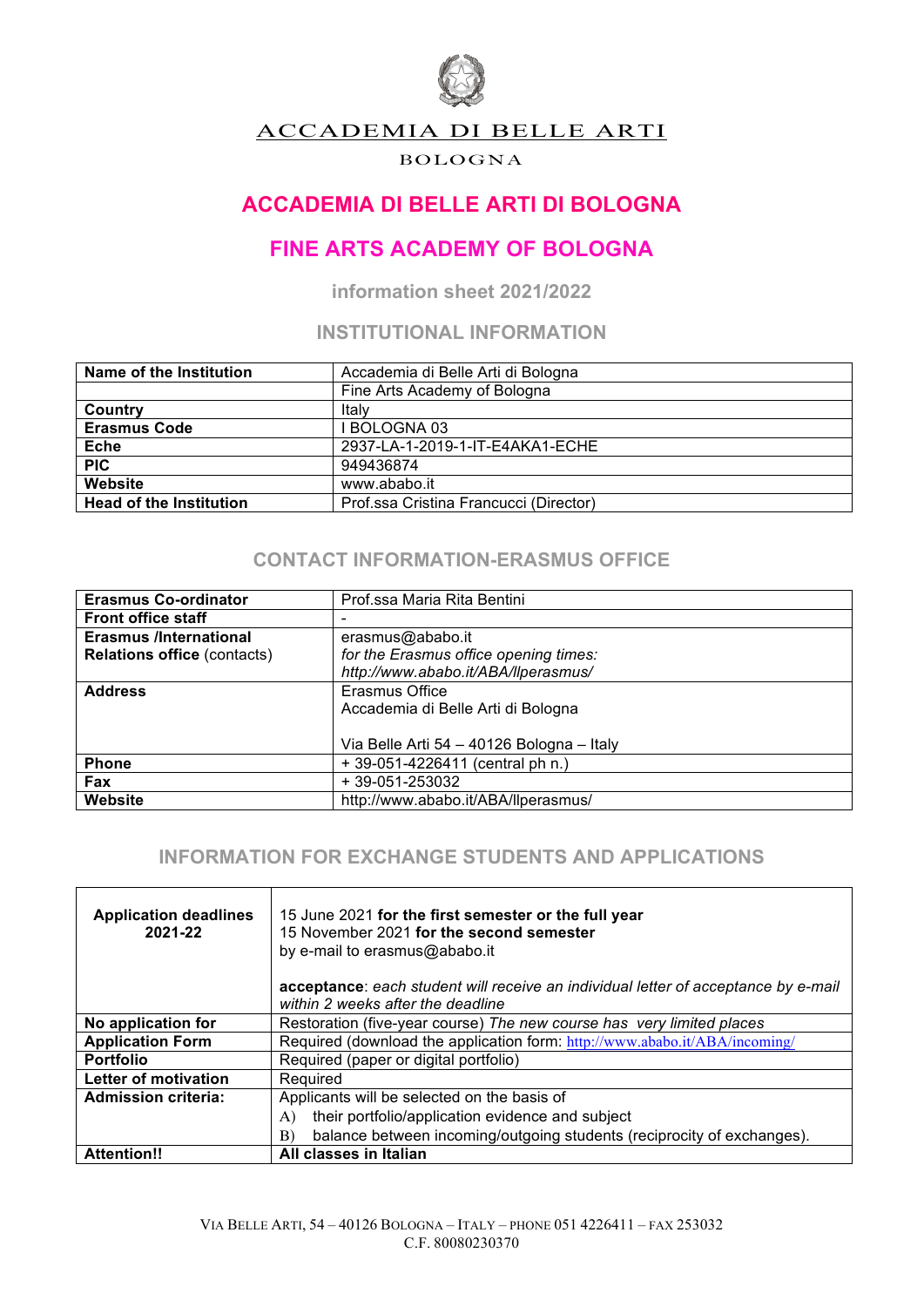ACCADEMIA DI BELLE ARTI

BOLOGNA

# ACCADEMIA DI BELLE ARTI DI BOLOGNA

# FINE ARTS ACADEMY OF BOLOGNA

### information sheet 2021/2022

## INSTITUTIONAL INFORMATION

| | |
|---|---|
| **Name of the Institution** | Accademia di Belle Arti di Bologna |
| | Fine Arts Academy of Bologna |
| **Country** | Italy |
| **Erasmus Code** | I BOLOGNA 03 |
| **Eche** | 2937-LA-1-2019-1-IT-E4AKA1-ECHE |
| **PIC** | 949436874 |
| **Website** | www.ababo.it |
| **Head of the Institution** | Prof.ssa Cristina Francucci (Director) |

## CONTACT INFORMATION-ERASMUS OFFICE

| | |
|---|---|
| **Erasmus Co-ordinator** | Prof.ssa Maria Rita Bentini |
| **Front office staff** | - |
| **Erasmus /International Relations office** (contacts) | erasmus@ababo.it<br>*for the Erasmus office opening times:*<br>*http://www.ababo.it/ABA/llperasmus/* |
| **Address** | Erasmus Office<br>Accademia di Belle Arti di Bologna<br><br>Via Belle Arti 54 – 40126 Bologna – Italy |
| **Phone** | + 39-051-4226411 (central ph n.) |
| **Fax** | + 39-051-253032 |
| **Website** | http://www.ababo.it/ABA/llperasmus/ |

## INFORMATION FOR EXCHANGE STUDENTS AND APPLICATIONS

| | |
|---|---|
| **Application deadlines 2021-22** | 15 June 2021 **for the first semester or the full year**<br>15 November 2021 **for the second semester**<br>by e-mail to erasmus@ababo.it<br><br>**acceptance**: *each student will receive an individual letter of acceptance by e-mail within 2 weeks after the deadline* |
| **No application for** | Restoration (five-year course) *The new course has very limited places* |
| **Application Form** | Required (download the application form: http://www.ababo.it/ABA/incoming/ |
| **Portfolio** | Required (paper or digital portfolio) |
| **Letter of motivation** | Required |
| **Admission criteria:** | Applicants will be selected on the basis of<br>A) their portfolio/application evidence and subject<br>B) balance between incoming/outgoing students (reciprocity of exchanges). |
| **Attention!!** | **All classes in Italian** |

VIA BELLE ARTI, 54 – 40126 BOLOGNA – ITALY – PHONE 051 4226411 – FAX 253032
C.F. 80080230370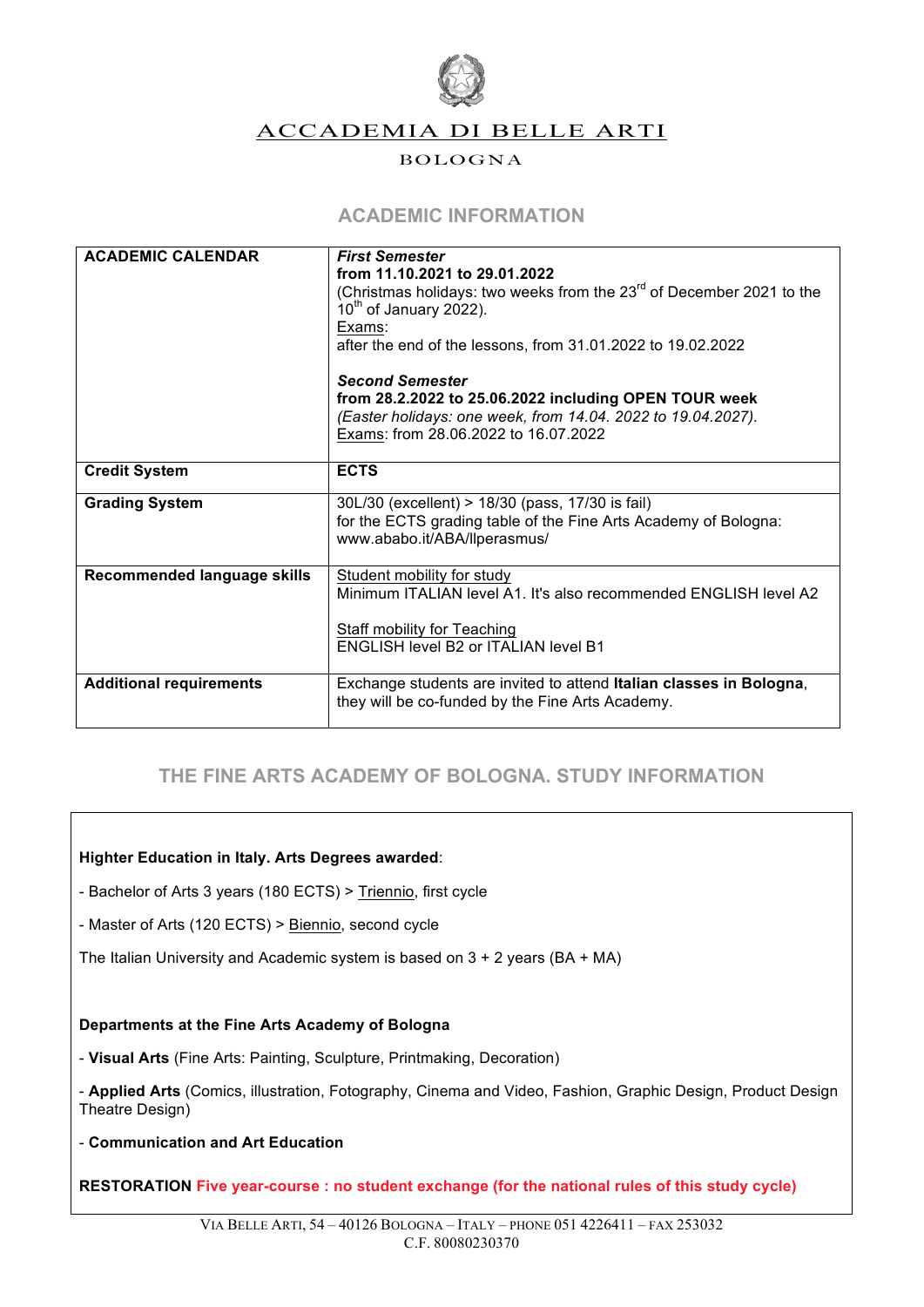# ACCADEMIA DI BELLE ARTI

BOLOGNA

## ACADEMIC INFORMATION

| | |
|---|---|
| **ACADEMIC CALENDAR** | ***First Semester***<br>**from 11.10.2021 to 29.01.2022**<br>(Christmas holidays: two weeks from the 23rd of December 2021 to the 10th of January 2022).<br>Exams:<br>after the end of the lessons, from 31.01.2022 to 19.02.2022<br><br>***Second Semester***<br>**from 28.2.2022 to 25.06.2022 including OPEN TOUR week**<br>*(Easter holidays: one week, from 14.04. 2022 to 19.04.2027).*<br>Exams: from 28.06.2022 to 16.07.2022 |
| **Credit System** | **ECTS** |
| **Grading System** | 30L/30 (excellent) > 18/30 (pass, 17/30 is fail)<br>for the ECTS grading table of the Fine Arts Academy of Bologna: www.ababo.it/ABA/llperasmus/ |
| **Recommended language skills** | Student mobility for study<br>Minimum ITALIAN level A1. It's also recommended ENGLISH level A2<br><br>Staff mobility for Teaching<br>ENGLISH level B2 or ITALIAN level B1 |
| **Additional requirements** | Exchange students are invited to attend **Italian classes in Bologna**, they will be co-funded by the Fine Arts Academy. |

## THE FINE ARTS ACADEMY OF BOLOGNA. STUDY INFORMATION

**Highter Education in Italy. Arts Degrees awarded**:

- Bachelor of Arts 3 years (180 ECTS) > Triennio, first cycle

- Master of Arts (120 ECTS) > Biennio, second cycle

The Italian University and Academic system is based on 3 + 2 years (BA + MA)

**Departments at the Fine Arts Academy of Bologna**

- **Visual Arts** (Fine Arts: Painting, Sculpture, Printmaking, Decoration)

- **Applied Arts** (Comics, illustration, Fotography, Cinema and Video, Fashion, Graphic Design, Product Design Theatre Design)

- **Communication and Art Education**

**RESTORATION Five year-course : no student exchange (for the national rules of this study cycle)**

VIA BELLE ARTI, 54 – 40126 BOLOGNA – ITALY – PHONE 051 4226411 – FAX 253032
C.F. 80080230370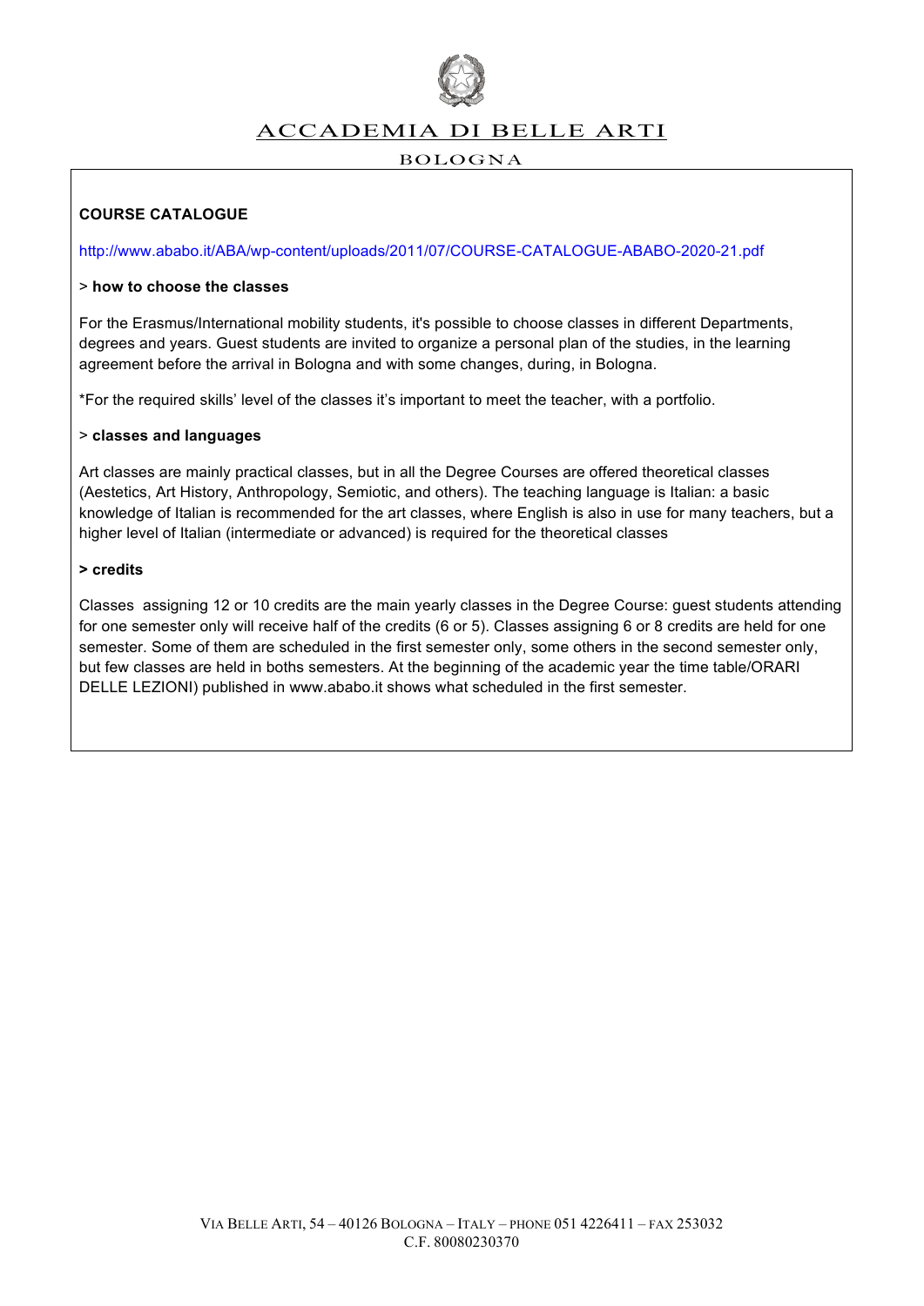# ACCADEMIA DI BELLE ARTI

BOLOGNA

**COURSE CATALOGUE**

http://www.ababo.it/ABA/wp-content/uploads/2011/07/COURSE-CATALOGUE-ABABO-2020-21.pdf

> **how to choose the classes**

For the Erasmus/International mobility students, it's possible to choose classes in different Departments, degrees and years. Guest students are invited to organize a personal plan of the studies, in the learning agreement before the arrival in Bologna and with some changes, during, in Bologna.

*For the required skills' level of the classes it's important to meet the teacher, with a portfolio.

> **classes and languages**

Art classes are mainly practical classes, but in all the Degree Courses are offered theoretical classes (Aestetics, Art History, Anthropology, Semiotic, and others). The teaching language is Italian: a basic knowledge of Italian is recommended for the art classes, where English is also in use for many teachers, but a higher level of Italian (intermediate or advanced) is required for the theoretical classes

**> credits**

Classes assigning 12 or 10 credits are the main yearly classes in the Degree Course: guest students attending for one semester only will receive half of the credits (6 or 5). Classes assigning 6 or 8 credits are held for one semester. Some of them are scheduled in the first semester only, some others in the second semester only, but few classes are held in boths semesters. At the beginning of the academic year the time table/ORARI DELLE LEZIONI) published in www.ababo.it shows what scheduled in the first semester.

VIA BELLE ARTI, 54 – 40126 BOLOGNA – ITALY – PHONE 051 4226411 – FAX 253032
C.F. 80080230370